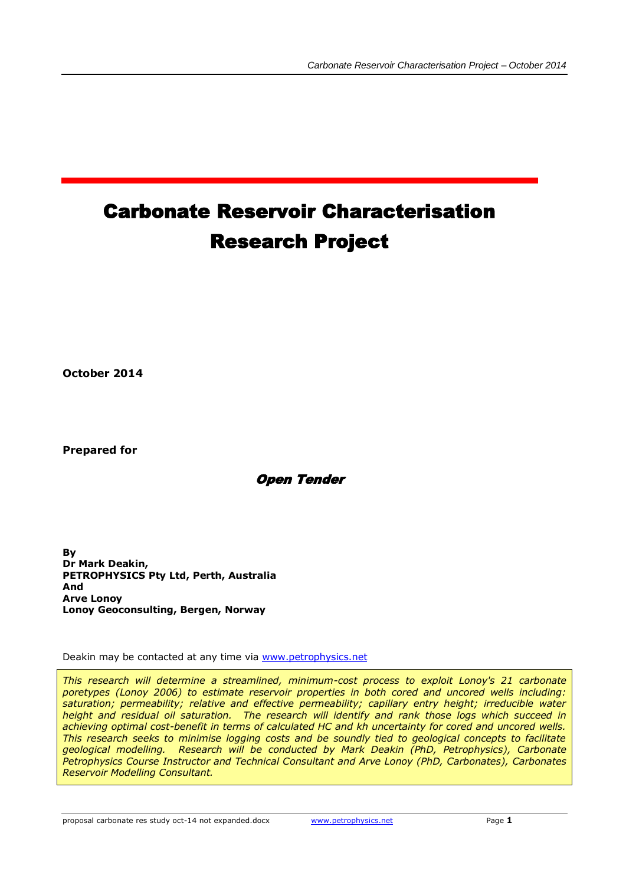# Carbonate Reservoir Characterisation Research Project

**October 2014**

**Prepared for**

***Open Tender***

**By**
**Dr Mark Deakin,**
**PETROPHYSICS Pty Ltd, Perth, Australia**
**And**
**Arve Lonoy**
**Lonoy Geoconsulting, Bergen, Norway**

Deakin may be contacted at any time via www.petrophysics.net

*This research will determine a streamlined, minimum-cost process to exploit Lonoy's 21 carbonate poretypes (Lonoy 2006) to estimate reservoir properties in both cored and uncored wells including: saturation; permeability; relative and effective permeability; capillary entry height; irreducible water height and residual oil saturation. The research will identify and rank those logs which succeed in achieving optimal cost-benefit in terms of calculated HC and kh uncertainty for cored and uncored wells. This research seeks to minimise logging costs and be soundly tied to geological concepts to facilitate geological modelling. Research will be conducted by Mark Deakin (PhD, Petrophysics), Carbonate Petrophysics Course Instructor and Technical Consultant and Arve Lonoy (PhD, Carbonates), Carbonates Reservoir Modelling Consultant.*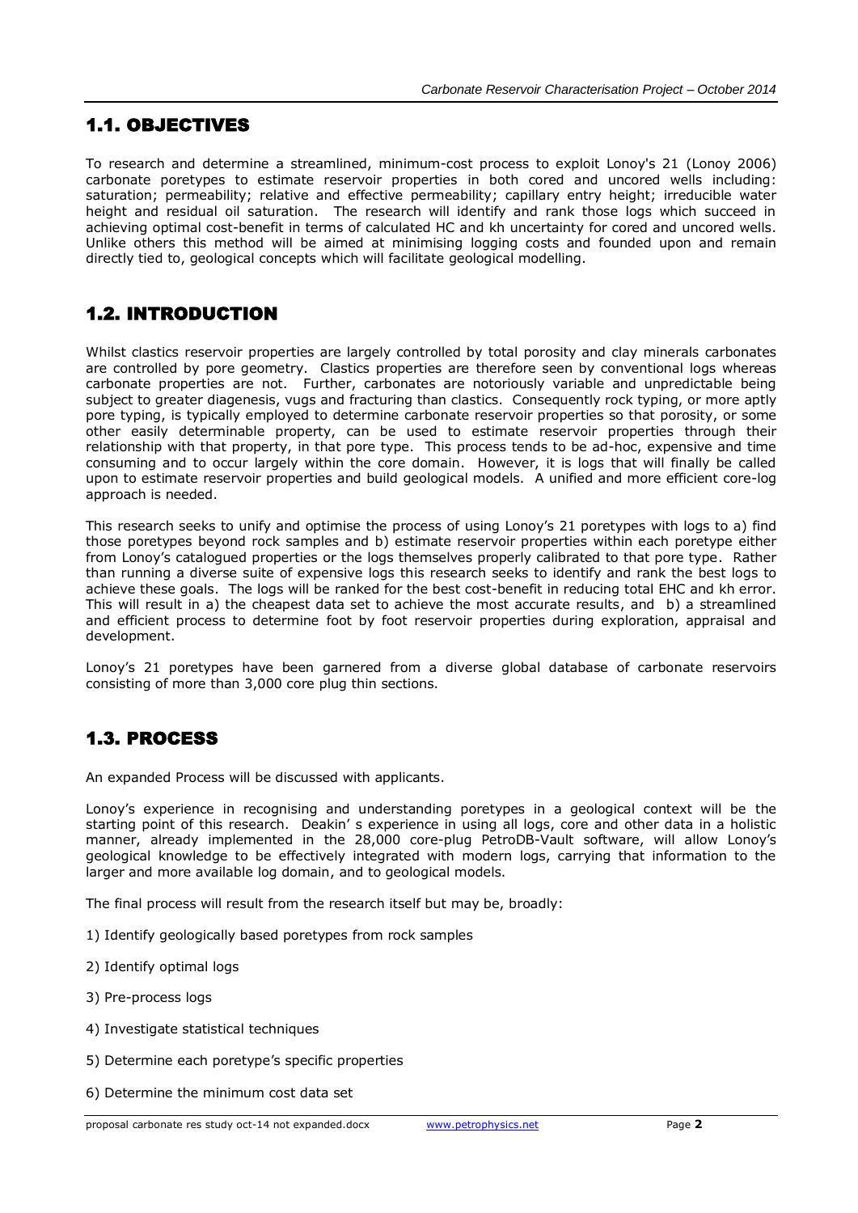## 1.1. OBJECTIVES

To research and determine a streamlined, minimum-cost process to exploit Lonoy's 21 (Lonoy 2006) carbonate poretypes to estimate reservoir properties in both cored and uncored wells including: saturation; permeability; relative and effective permeability; capillary entry height; irreducible water height and residual oil saturation. The research will identify and rank those logs which succeed in achieving optimal cost-benefit in terms of calculated HC and kh uncertainty for cored and uncored wells. Unlike others this method will be aimed at minimising logging costs and founded upon and remain directly tied to, geological concepts which will facilitate geological modelling.

## 1.2. INTRODUCTION

Whilst clastics reservoir properties are largely controlled by total porosity and clay minerals carbonates are controlled by pore geometry. Clastics properties are therefore seen by conventional logs whereas carbonate properties are not. Further, carbonates are notoriously variable and unpredictable being subject to greater diagenesis, vugs and fracturing than clastics. Consequently rock typing, or more aptly pore typing, is typically employed to determine carbonate reservoir properties so that porosity, or some other easily determinable property, can be used to estimate reservoir properties through their relationship with that property, in that pore type. This process tends to be ad-hoc, expensive and time consuming and to occur largely within the core domain. However, it is logs that will finally be called upon to estimate reservoir properties and build geological models. A unified and more efficient core-log approach is needed.

This research seeks to unify and optimise the process of using Lonoy's 21 poretypes with logs to a) find those poretypes beyond rock samples and b) estimate reservoir properties within each poretype either from Lonoy's catalogued properties or the logs themselves properly calibrated to that pore type. Rather than running a diverse suite of expensive logs this research seeks to identify and rank the best logs to achieve these goals. The logs will be ranked for the best cost-benefit in reducing total EHC and kh error. This will result in a) the cheapest data set to achieve the most accurate results, and b) a streamlined and efficient process to determine foot by foot reservoir properties during exploration, appraisal and development.

Lonoy's 21 poretypes have been garnered from a diverse global database of carbonate reservoirs consisting of more than 3,000 core plug thin sections.

## 1.3. PROCESS

An expanded Process will be discussed with applicants.

Lonoy's experience in recognising and understanding poretypes in a geological context will be the starting point of this research. Deakin' s experience in using all logs, core and other data in a holistic manner, already implemented in the 28,000 core-plug PetroDB-Vault software, will allow Lonoy's geological knowledge to be effectively integrated with modern logs, carrying that information to the larger and more available log domain, and to geological models.

The final process will result from the research itself but may be, broadly:

1) Identify geologically based poretypes from rock samples

2) Identify optimal logs

3) Pre-process logs

4) Investigate statistical techniques

5) Determine each poretype's specific properties

6) Determine the minimum cost data set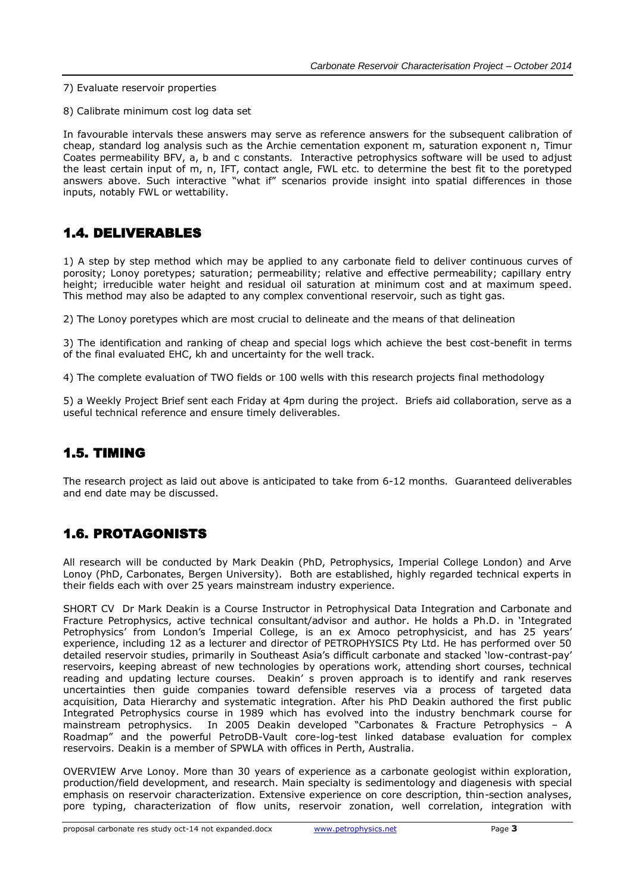7) Evaluate reservoir properties

8) Calibrate minimum cost log data set

In favourable intervals these answers may serve as reference answers for the subsequent calibration of cheap, standard log analysis such as the Archie cementation exponent m, saturation exponent n, Timur Coates permeability BFV, a, b and c constants. Interactive petrophysics software will be used to adjust the least certain input of m, n, IFT, contact angle, FWL etc. to determine the best fit to the poretyped answers above. Such interactive "what if" scenarios provide insight into spatial differences in those inputs, notably FWL or wettability.

## 1.4. DELIVERABLES

1) A step by step method which may be applied to any carbonate field to deliver continuous curves of porosity; Lonoy poretypes; saturation; permeability; relative and effective permeability; capillary entry height; irreducible water height and residual oil saturation at minimum cost and at maximum speed. This method may also be adapted to any complex conventional reservoir, such as tight gas.

2) The Lonoy poretypes which are most crucial to delineate and the means of that delineation

3) The identification and ranking of cheap and special logs which achieve the best cost-benefit in terms of the final evaluated EHC, kh and uncertainty for the well track.

4) The complete evaluation of TWO fields or 100 wells with this research projects final methodology

5) a Weekly Project Brief sent each Friday at 4pm during the project. Briefs aid collaboration, serve as a useful technical reference and ensure timely deliverables.

## 1.5. TIMING

The research project as laid out above is anticipated to take from 6-12 months. Guaranteed deliverables and end date may be discussed.

## 1.6. PROTAGONISTS

All research will be conducted by Mark Deakin (PhD, Petrophysics, Imperial College London) and Arve Lonoy (PhD, Carbonates, Bergen University). Both are established, highly regarded technical experts in their fields each with over 25 years mainstream industry experience.

SHORT CV Dr Mark Deakin is a Course Instructor in Petrophysical Data Integration and Carbonate and Fracture Petrophysics, active technical consultant/advisor and author. He holds a Ph.D. in 'Integrated Petrophysics' from London's Imperial College, is an ex Amoco petrophysicist, and has 25 years' experience, including 12 as a lecturer and director of PETROPHYSICS Pty Ltd. He has performed over 50 detailed reservoir studies, primarily in Southeast Asia's difficult carbonate and stacked 'low-contrast-pay' reservoirs, keeping abreast of new technologies by operations work, attending short courses, technical reading and updating lecture courses. Deakin' s proven approach is to identify and rank reserves uncertainties then guide companies toward defensible reserves via a process of targeted data acquisition, Data Hierarchy and systematic integration. After his PhD Deakin authored the first public Integrated Petrophysics course in 1989 which has evolved into the industry benchmark course for mainstream petrophysics. In 2005 Deakin developed "Carbonates & Fracture Petrophysics – A Roadmap" and the powerful PetroDB-Vault core-log-test linked database evaluation for complex reservoirs. Deakin is a member of SPWLA with offices in Perth, Australia.

OVERVIEW Arve Lonoy. More than 30 years of experience as a carbonate geologist within exploration, production/field development, and research. Main specialty is sedimentology and diagenesis with special emphasis on reservoir characterization. Extensive experience on core description, thin-section analyses, pore typing, characterization of flow units, reservoir zonation, well correlation, integration with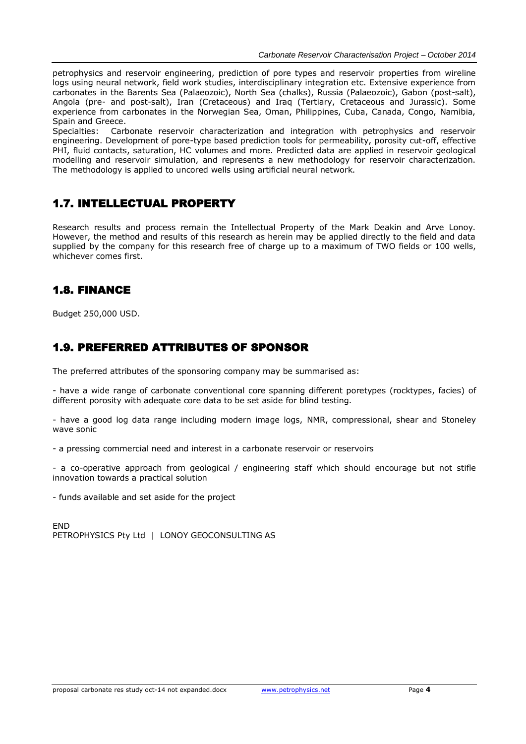petrophysics and reservoir engineering, prediction of pore types and reservoir properties from wireline logs using neural network, field work studies, interdisciplinary integration etc. Extensive experience from carbonates in the Barents Sea (Palaeozoic), North Sea (chalks), Russia (Palaeozoic), Gabon (post-salt), Angola (pre- and post-salt), Iran (Cretaceous) and Iraq (Tertiary, Cretaceous and Jurassic). Some experience from carbonates in the Norwegian Sea, Oman, Philippines, Cuba, Canada, Congo, Namibia, Spain and Greece.

Specialties: Carbonate reservoir characterization and integration with petrophysics and reservoir engineering. Development of pore-type based prediction tools for permeability, porosity cut-off, effective PHI, fluid contacts, saturation, HC volumes and more. Predicted data are applied in reservoir geological modelling and reservoir simulation, and represents a new methodology for reservoir characterization. The methodology is applied to uncored wells using artificial neural network.

## 1.7. INTELLECTUAL PROPERTY

Research results and process remain the Intellectual Property of the Mark Deakin and Arve Lonoy. However, the method and results of this research as herein may be applied directly to the field and data supplied by the company for this research free of charge up to a maximum of TWO fields or 100 wells, whichever comes first.

## 1.8. FINANCE

Budget 250,000 USD.

## 1.9. PREFERRED ATTRIBUTES OF SPONSOR

The preferred attributes of the sponsoring company may be summarised as:

- have a wide range of carbonate conventional core spanning different poretypes (rocktypes, facies) of different porosity with adequate core data to be set aside for blind testing.

- have a good log data range including modern image logs, NMR, compressional, shear and Stoneley wave sonic

- a pressing commercial need and interest in a carbonate reservoir or reservoirs

- a co-operative approach from geological / engineering staff which should encourage but not stifle innovation towards a practical solution

- funds available and set aside for the project

END
PETROPHYSICS Pty Ltd | LONOY GEOCONSULTING AS